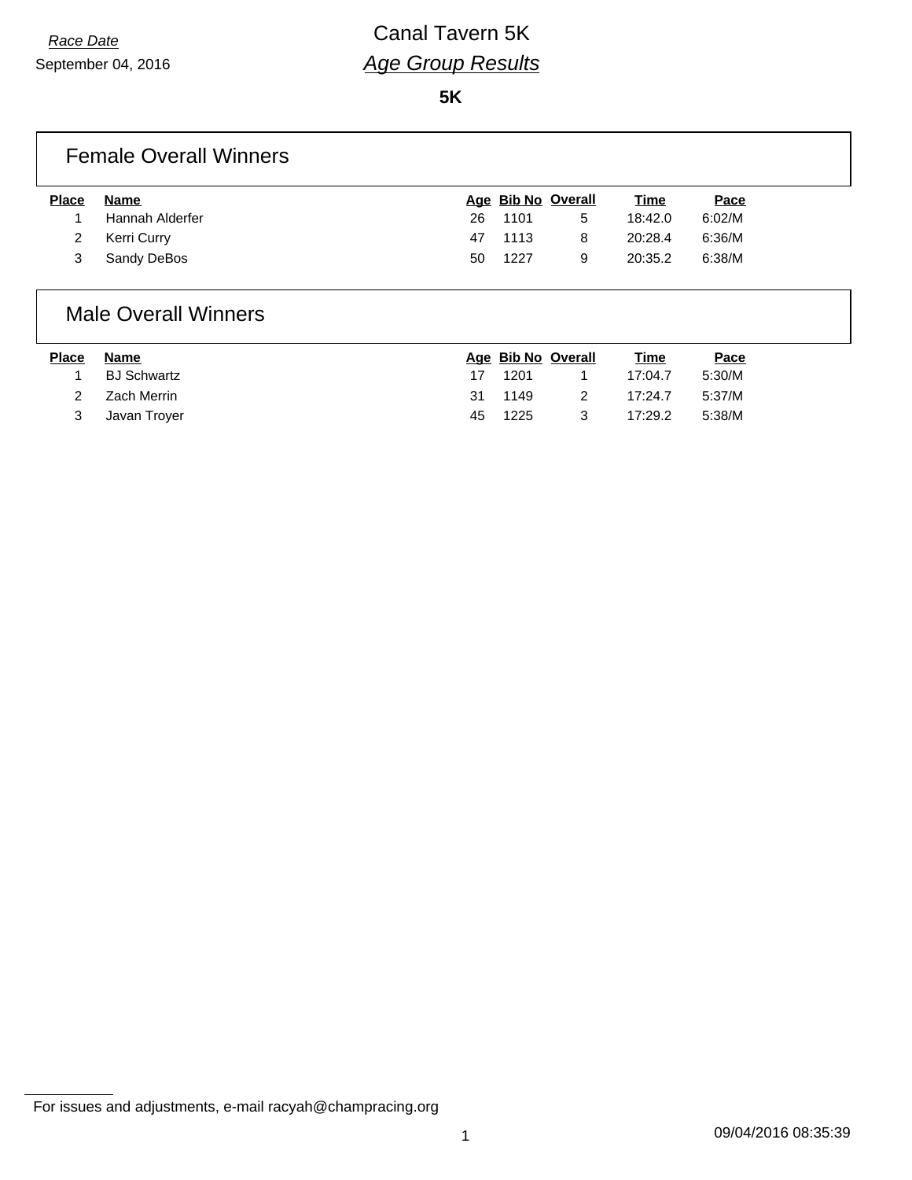*Race Date*

September 04, 2016

# Canal Tavern 5K

## *Age Group Results*

**5K**

### Female Overall Winners

| Place | Name | Age | Bib No | Overall | Time | Pace |
|---|---|---|---|---|---|---|
| 1 | Hannah Alderfer | 26 | 1101 | 5 | 18:42.0 | 6:02/M |
| 2 | Kerri Curry | 47 | 1113 | 8 | 20:28.4 | 6:36/M |
| 3 | Sandy DeBos | 50 | 1227 | 9 | 20:35.2 | 6:38/M |

### Male Overall Winners

| Place | Name | Age | Bib No | Overall | Time | Pace |
|---|---|---|---|---|---|---|
| 1 | BJ Schwartz | 17 | 1201 | 1 | 17:04.7 | 5:30/M |
| 2 | Zach Merrin | 31 | 1149 | 2 | 17:24.7 | 5:37/M |
| 3 | Javan Troyer | 45 | 1225 | 3 | 17:29.2 | 5:38/M |

For issues and adjustments, e-mail racyah@champracing.org

09/04/2016 08:35:39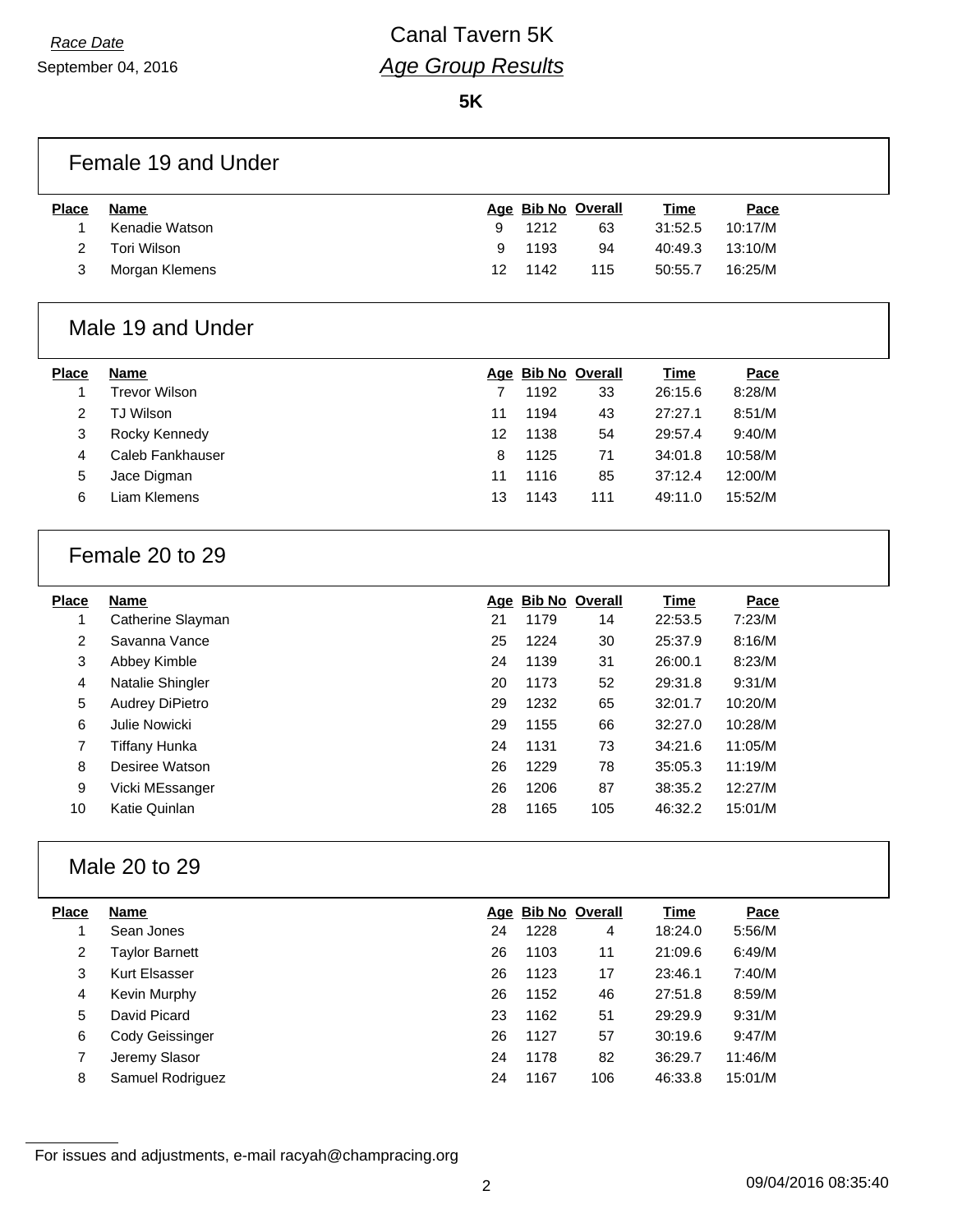*Race Date*

September 04, 2016

# Canal Tavern 5K

## *Age Group Results*

**5K**

### Female 19 and Under

| Place | Name | Age | Bib No | Overall | Time | Pace |
|---|---|---|---|---|---|---|
| 1 | Kenadie Watson | 9 | 1212 | 63 | 31:52.5 | 10:17/M |
| 2 | Tori Wilson | 9 | 1193 | 94 | 40:49.3 | 13:10/M |
| 3 | Morgan Klemens | 12 | 1142 | 115 | 50:55.7 | 16:25/M |

### Male 19 and Under

| Place | Name | Age | Bib No | Overall | Time | Pace |
|---|---|---|---|---|---|---|
| 1 | Trevor Wilson | 7 | 1192 | 33 | 26:15.6 | 8:28/M |
| 2 | TJ Wilson | 11 | 1194 | 43 | 27:27.1 | 8:51/M |
| 3 | Rocky Kennedy | 12 | 1138 | 54 | 29:57.4 | 9:40/M |
| 4 | Caleb Fankhauser | 8 | 1125 | 71 | 34:01.8 | 10:58/M |
| 5 | Jace Digman | 11 | 1116 | 85 | 37:12.4 | 12:00/M |
| 6 | Liam Klemens | 13 | 1143 | 111 | 49:11.0 | 15:52/M |

### Female 20 to 29

| Place | Name | Age | Bib No | Overall | Time | Pace |
|---|---|---|---|---|---|---|
| 1 | Catherine Slayman | 21 | 1179 | 14 | 22:53.5 | 7:23/M |
| 2 | Savanna Vance | 25 | 1224 | 30 | 25:37.9 | 8:16/M |
| 3 | Abbey Kimble | 24 | 1139 | 31 | 26:00.1 | 8:23/M |
| 4 | Natalie Shingler | 20 | 1173 | 52 | 29:31.8 | 9:31/M |
| 5 | Audrey DiPietro | 29 | 1232 | 65 | 32:01.7 | 10:20/M |
| 6 | Julie Nowicki | 29 | 1155 | 66 | 32:27.0 | 10:28/M |
| 7 | Tiffany Hunka | 24 | 1131 | 73 | 34:21.6 | 11:05/M |
| 8 | Desiree Watson | 26 | 1229 | 78 | 35:05.3 | 11:19/M |
| 9 | Vicki MEssanger | 26 | 1206 | 87 | 38:35.2 | 12:27/M |
| 10 | Katie Quinlan | 28 | 1165 | 105 | 46:32.2 | 15:01/M |

### Male 20 to 29

| Place | Name | Age | Bib No | Overall | Time | Pace |
|---|---|---|---|---|---|---|
| 1 | Sean Jones | 24 | 1228 | 4 | 18:24.0 | 5:56/M |
| 2 | Taylor Barnett | 26 | 1103 | 11 | 21:09.6 | 6:49/M |
| 3 | Kurt Elsasser | 26 | 1123 | 17 | 23:46.1 | 7:40/M |
| 4 | Kevin Murphy | 26 | 1152 | 46 | 27:51.8 | 8:59/M |
| 5 | David Picard | 23 | 1162 | 51 | 29:29.9 | 9:31/M |
| 6 | Cody Geissinger | 26 | 1127 | 57 | 30:19.6 | 9:47/M |
| 7 | Jeremy Slasor | 24 | 1178 | 82 | 36:29.7 | 11:46/M |
| 8 | Samuel Rodriguez | 24 | 1167 | 106 | 46:33.8 | 15:01/M |

For issues and adjustments, e-mail racyah@champracing.org

09/04/2016 08:35:40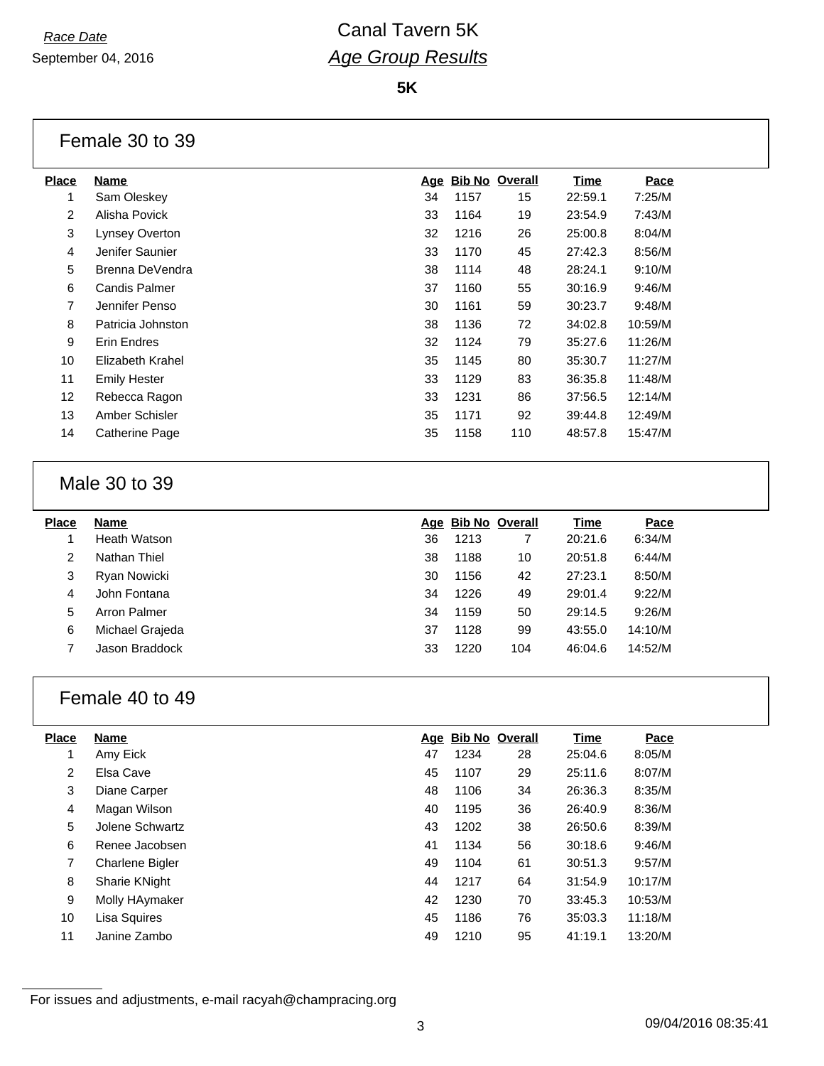*Race Date*
September 04, 2016

# Canal Tavern 5K
## *Age Group Results*

**5K**

### Female 30 to 39

| Place | Name | Age | Bib No | Overall | Time | Pace |
|---|---|---|---|---|---|---|
| 1 | Sam Oleskey | 34 | 1157 | 15 | 22:59.1 | 7:25/M |
| 2 | Alisha Povick | 33 | 1164 | 19 | 23:54.9 | 7:43/M |
| 3 | Lynsey Overton | 32 | 1216 | 26 | 25:00.8 | 8:04/M |
| 4 | Jenifer Saunier | 33 | 1170 | 45 | 27:42.3 | 8:56/M |
| 5 | Brenna DeVendra | 38 | 1114 | 48 | 28:24.1 | 9:10/M |
| 6 | Candis Palmer | 37 | 1160 | 55 | 30:16.9 | 9:46/M |
| 7 | Jennifer Penso | 30 | 1161 | 59 | 30:23.7 | 9:48/M |
| 8 | Patricia Johnston | 38 | 1136 | 72 | 34:02.8 | 10:59/M |
| 9 | Erin Endres | 32 | 1124 | 79 | 35:27.6 | 11:26/M |
| 10 | Elizabeth Krahel | 35 | 1145 | 80 | 35:30.7 | 11:27/M |
| 11 | Emily Hester | 33 | 1129 | 83 | 36:35.8 | 11:48/M |
| 12 | Rebecca Ragon | 33 | 1231 | 86 | 37:56.5 | 12:14/M |
| 13 | Amber Schisler | 35 | 1171 | 92 | 39:44.8 | 12:49/M |
| 14 | Catherine Page | 35 | 1158 | 110 | 48:57.8 | 15:47/M |

### Male 30 to 39

| Place | Name | Age | Bib No | Overall | Time | Pace |
|---|---|---|---|---|---|---|
| 1 | Heath Watson | 36 | 1213 | 7 | 20:21.6 | 6:34/M |
| 2 | Nathan Thiel | 38 | 1188 | 10 | 20:51.8 | 6:44/M |
| 3 | Ryan Nowicki | 30 | 1156 | 42 | 27:23.1 | 8:50/M |
| 4 | John Fontana | 34 | 1226 | 49 | 29:01.4 | 9:22/M |
| 5 | Arron Palmer | 34 | 1159 | 50 | 29:14.5 | 9:26/M |
| 6 | Michael Grajeda | 37 | 1128 | 99 | 43:55.0 | 14:10/M |
| 7 | Jason Braddock | 33 | 1220 | 104 | 46:04.6 | 14:52/M |

### Female 40 to 49

| Place | Name | Age | Bib No | Overall | Time | Pace |
|---|---|---|---|---|---|---|
| 1 | Amy Eick | 47 | 1234 | 28 | 25:04.6 | 8:05/M |
| 2 | Elsa Cave | 45 | 1107 | 29 | 25:11.6 | 8:07/M |
| 3 | Diane Carper | 48 | 1106 | 34 | 26:36.3 | 8:35/M |
| 4 | Magan Wilson | 40 | 1195 | 36 | 26:40.9 | 8:36/M |
| 5 | Jolene Schwartz | 43 | 1202 | 38 | 26:50.6 | 8:39/M |
| 6 | Renee Jacobsen | 41 | 1134 | 56 | 30:18.6 | 9:46/M |
| 7 | Charlene Bigler | 49 | 1104 | 61 | 30:51.3 | 9:57/M |
| 8 | Sharie KNight | 44 | 1217 | 64 | 31:54.9 | 10:17/M |
| 9 | Molly HAymaker | 42 | 1230 | 70 | 33:45.3 | 10:53/M |
| 10 | Lisa Squires | 45 | 1186 | 76 | 35:03.3 | 11:18/M |
| 11 | Janine Zambo | 49 | 1210 | 95 | 41:19.1 | 13:20/M |

For issues and adjustments, e-mail racyah@champracing.org

09/04/2016 08:35:41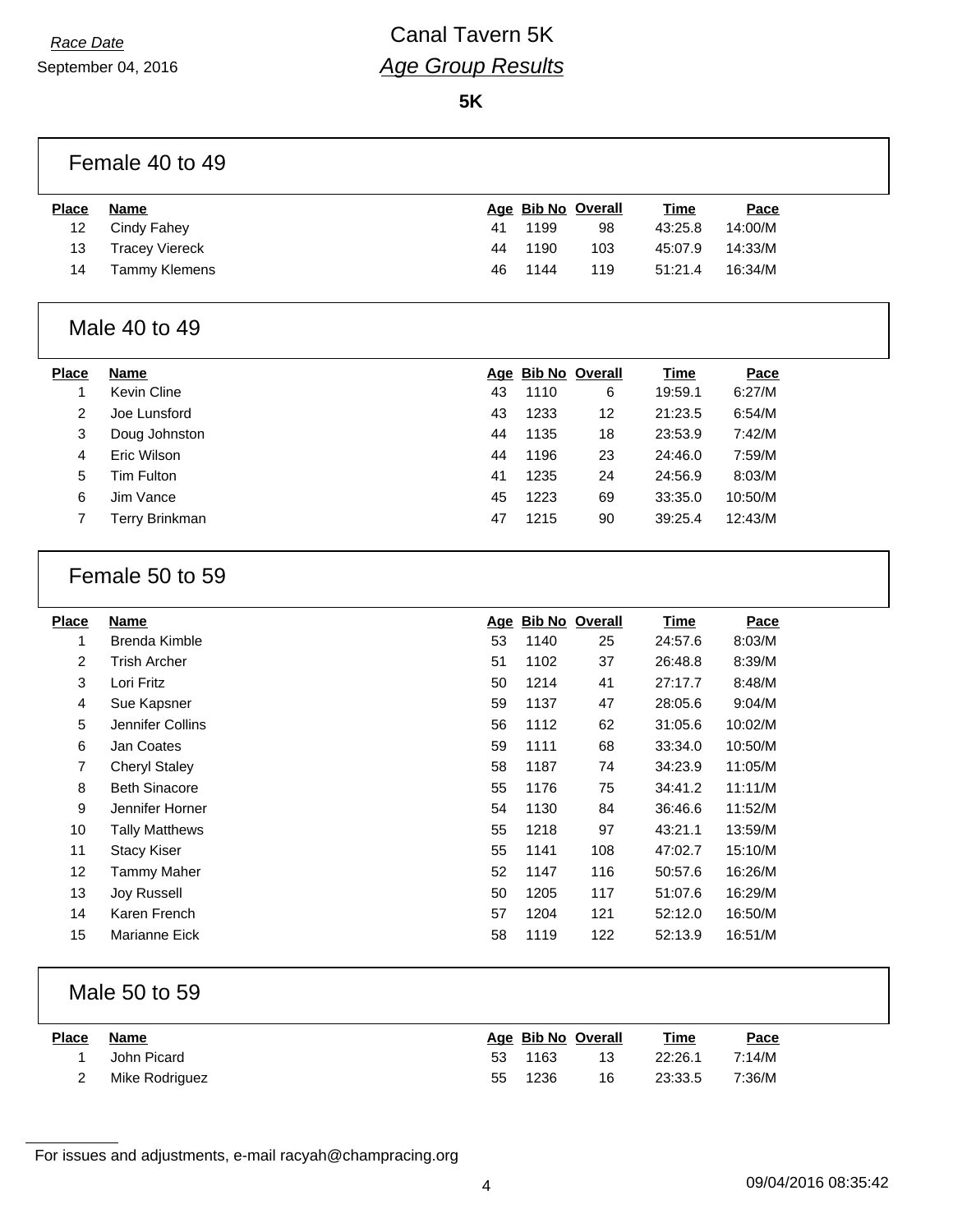*Race Date*
September 04, 2016

# Canal Tavern 5K
## *Age Group Results*

**5K**

### Female 40 to 49

| Place | Name | Age | Bib No | Overall | Time | Pace |
|---|---|---|---|---|---|---|
| 12 | Cindy Fahey | 41 | 1199 | 98 | 43:25.8 | 14:00/M |
| 13 | Tracey Viereck | 44 | 1190 | 103 | 45:07.9 | 14:33/M |
| 14 | Tammy Klemens | 46 | 1144 | 119 | 51:21.4 | 16:34/M |

### Male 40 to 49

| Place | Name | Age | Bib No | Overall | Time | Pace |
|---|---|---|---|---|---|---|
| 1 | Kevin Cline | 43 | 1110 | 6 | 19:59.1 | 6:27/M |
| 2 | Joe Lunsford | 43 | 1233 | 12 | 21:23.5 | 6:54/M |
| 3 | Doug Johnston | 44 | 1135 | 18 | 23:53.9 | 7:42/M |
| 4 | Eric Wilson | 44 | 1196 | 23 | 24:46.0 | 7:59/M |
| 5 | Tim Fulton | 41 | 1235 | 24 | 24:56.9 | 8:03/M |
| 6 | Jim Vance | 45 | 1223 | 69 | 33:35.0 | 10:50/M |
| 7 | Terry Brinkman | 47 | 1215 | 90 | 39:25.4 | 12:43/M |

### Female 50 to 59

| Place | Name | Age | Bib No | Overall | Time | Pace |
|---|---|---|---|---|---|---|
| 1 | Brenda Kimble | 53 | 1140 | 25 | 24:57.6 | 8:03/M |
| 2 | Trish Archer | 51 | 1102 | 37 | 26:48.8 | 8:39/M |
| 3 | Lori Fritz | 50 | 1214 | 41 | 27:17.7 | 8:48/M |
| 4 | Sue Kapsner | 59 | 1137 | 47 | 28:05.6 | 9:04/M |
| 5 | Jennifer Collins | 56 | 1112 | 62 | 31:05.6 | 10:02/M |
| 6 | Jan Coates | 59 | 1111 | 68 | 33:34.0 | 10:50/M |
| 7 | Cheryl Staley | 58 | 1187 | 74 | 34:23.9 | 11:05/M |
| 8 | Beth Sinacore | 55 | 1176 | 75 | 34:41.2 | 11:11/M |
| 9 | Jennifer Horner | 54 | 1130 | 84 | 36:46.6 | 11:52/M |
| 10 | Tally Matthews | 55 | 1218 | 97 | 43:21.1 | 13:59/M |
| 11 | Stacy Kiser | 55 | 1141 | 108 | 47:02.7 | 15:10/M |
| 12 | Tammy Maher | 52 | 1147 | 116 | 50:57.6 | 16:26/M |
| 13 | Joy Russell | 50 | 1205 | 117 | 51:07.6 | 16:29/M |
| 14 | Karen French | 57 | 1204 | 121 | 52:12.0 | 16:50/M |
| 15 | Marianne Eick | 58 | 1119 | 122 | 52:13.9 | 16:51/M |

### Male 50 to 59

| Place | Name | Age | Bib No | Overall | Time | Pace |
|---|---|---|---|---|---|---|
| 1 | John Picard | 53 | 1163 | 13 | 22:26.1 | 7:14/M |
| 2 | Mike Rodriguez | 55 | 1236 | 16 | 23:33.5 | 7:36/M |

For issues and adjustments, e-mail racyah@champracing.org

09/04/2016 08:35:42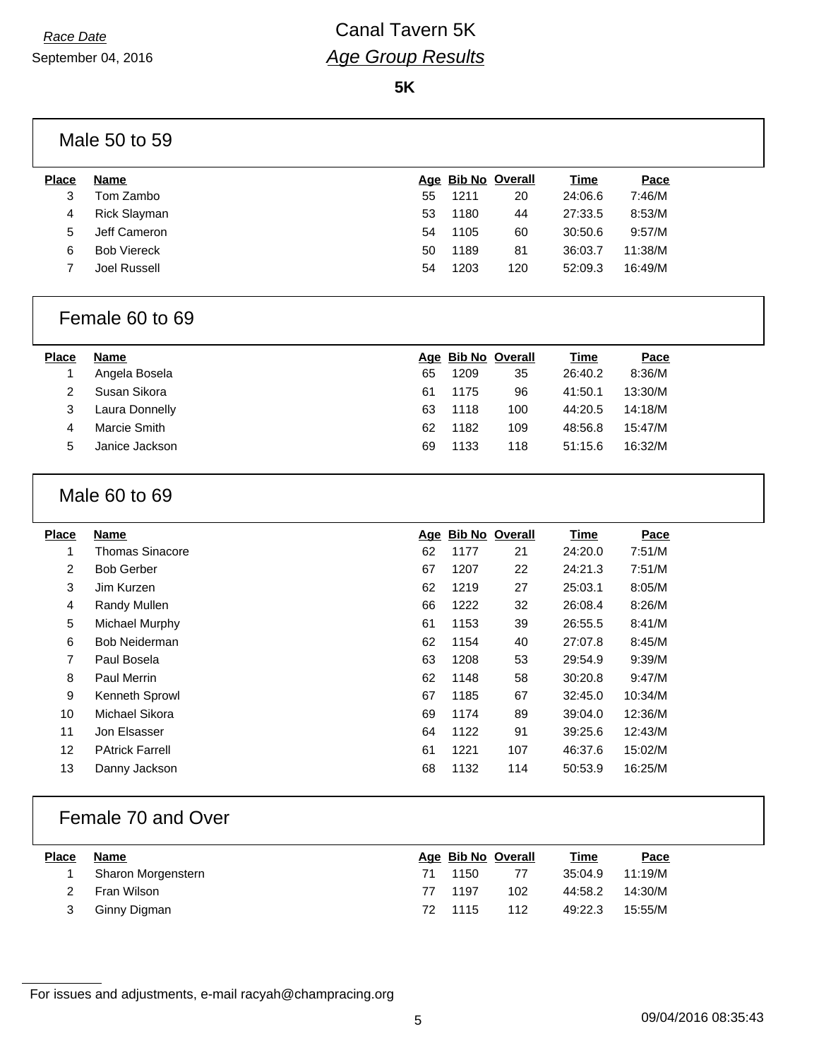*Race Date*
September 04, 2016

# Canal Tavern 5K
## *Age Group Results*

**5K**

### Male 50 to 59

| Place | Name | Age | Bib No | Overall | Time | Pace |
|---|---|---|---|---|---|---|
| 3 | Tom Zambo | 55 | 1211 | 20 | 24:06.6 | 7:46/M |
| 4 | Rick Slayman | 53 | 1180 | 44 | 27:33.5 | 8:53/M |
| 5 | Jeff Cameron | 54 | 1105 | 60 | 30:50.6 | 9:57/M |
| 6 | Bob Viereck | 50 | 1189 | 81 | 36:03.7 | 11:38/M |
| 7 | Joel Russell | 54 | 1203 | 120 | 52:09.3 | 16:49/M |

### Female 60 to 69

| Place | Name | Age | Bib No | Overall | Time | Pace |
|---|---|---|---|---|---|---|
| 1 | Angela Bosela | 65 | 1209 | 35 | 26:40.2 | 8:36/M |
| 2 | Susan Sikora | 61 | 1175 | 96 | 41:50.1 | 13:30/M |
| 3 | Laura Donnelly | 63 | 1118 | 100 | 44:20.5 | 14:18/M |
| 4 | Marcie Smith | 62 | 1182 | 109 | 48:56.8 | 15:47/M |
| 5 | Janice Jackson | 69 | 1133 | 118 | 51:15.6 | 16:32/M |

### Male 60 to 69

| Place | Name | Age | Bib No | Overall | Time | Pace |
|---|---|---|---|---|---|---|
| 1 | Thomas Sinacore | 62 | 1177 | 21 | 24:20.0 | 7:51/M |
| 2 | Bob Gerber | 67 | 1207 | 22 | 24:21.3 | 7:51/M |
| 3 | Jim Kurzen | 62 | 1219 | 27 | 25:03.1 | 8:05/M |
| 4 | Randy Mullen | 66 | 1222 | 32 | 26:08.4 | 8:26/M |
| 5 | Michael Murphy | 61 | 1153 | 39 | 26:55.5 | 8:41/M |
| 6 | Bob Neiderman | 62 | 1154 | 40 | 27:07.8 | 8:45/M |
| 7 | Paul Bosela | 63 | 1208 | 53 | 29:54.9 | 9:39/M |
| 8 | Paul Merrin | 62 | 1148 | 58 | 30:20.8 | 9:47/M |
| 9 | Kenneth Sprowl | 67 | 1185 | 67 | 32:45.0 | 10:34/M |
| 10 | Michael Sikora | 69 | 1174 | 89 | 39:04.0 | 12:36/M |
| 11 | Jon Elsasser | 64 | 1122 | 91 | 39:25.6 | 12:43/M |
| 12 | PAtrick Farrell | 61 | 1221 | 107 | 46:37.6 | 15:02/M |
| 13 | Danny Jackson | 68 | 1132 | 114 | 50:53.9 | 16:25/M |

### Female 70 and Over

| Place | Name | Age | Bib No | Overall | Time | Pace |
|---|---|---|---|---|---|---|
| 1 | Sharon Morgenstern | 71 | 1150 | 77 | 35:04.9 | 11:19/M |
| 2 | Fran Wilson | 77 | 1197 | 102 | 44:58.2 | 14:30/M |
| 3 | Ginny Digman | 72 | 1115 | 112 | 49:22.3 | 15:55/M |

For issues and adjustments, e-mail racyah@champracing.org

09/04/2016 08:35:43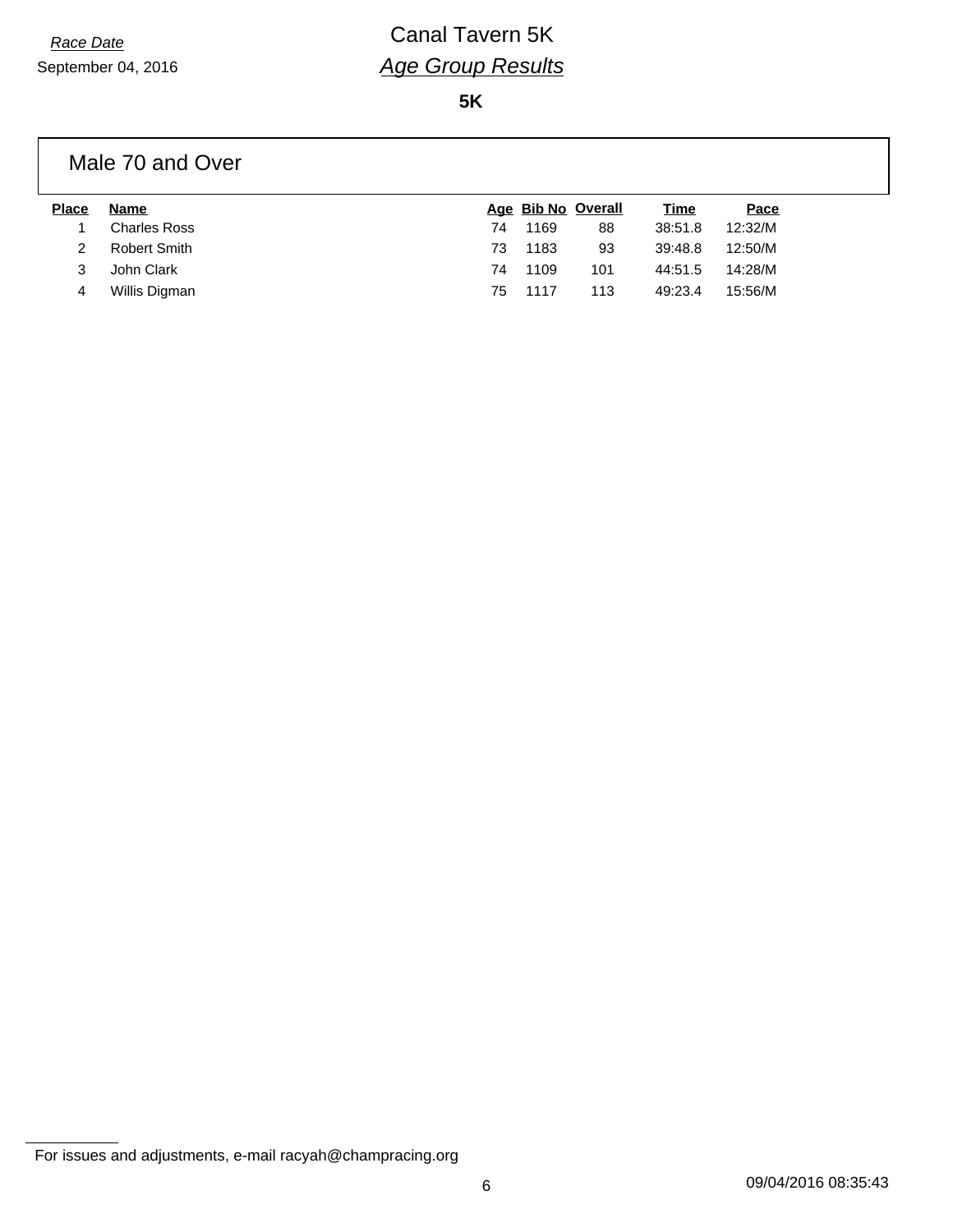*Race Date*

September 04, 2016

# Canal Tavern 5K

## *Age Group Results*

**5K**

### Male 70 and Over

| Place | Name | Age | Bib No | Overall | Time | Pace |
|---|---|---|---|---|---|---|
| 1 | Charles Ross | 74 | 1169 | 88 | 38:51.8 | 12:32/M |
| 2 | Robert Smith | 73 | 1183 | 93 | 39:48.8 | 12:50/M |
| 3 | John Clark | 74 | 1109 | 101 | 44:51.5 | 14:28/M |
| 4 | Willis Digman | 75 | 1117 | 113 | 49:23.4 | 15:56/M |

For issues and adjustments, e-mail racyah@champracing.org

09/04/2016 08:35:43